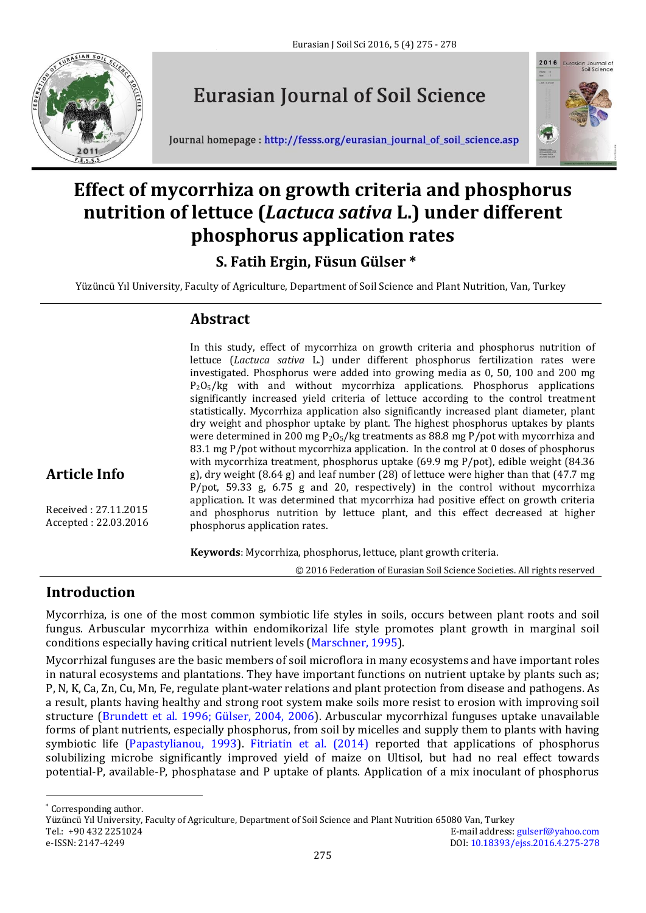# Effect of mycorrhiza on growth criteria and phosphorus nutrition of lettuce (*Lactuca sativa* L.) under different phosphorus application rates

**S. Fatih Ergin, Füsun Gülser \***

Yüzüncü Yıl University, Faculty of Agriculture, Department of Soil Science and Plant Nutrition, Van, Turkey

## Abstract

In this study, effect of mycorrhiza on growth criteria and phosphorus nutrition of lettuce (*Lactuca sativa* L.) under different phosphorus fertilization rates were investigated. Phosphorus were added into growing media as 0, 50, 100 and 200 mg $P_2O_5$/kg with and without mycorrhiza applications. Phosphorus applications significantly increased yield criteria of lettuce according to the control treatment statistically. Mycorrhiza application also significantly increased plant diameter, plant dry weight and phosphor uptake by plant. The highest phosphorus uptakes by plants were determined in 200 mg $P_2O_5$/kg treatments as 88.8 mg P/pot with mycorrhiza and 83.1 mg P/pot without mycorrhiza application. In the control at 0 doses of phosphorus with mycorrhiza treatment, phosphorus uptake (69.9 mg P/pot), edible weight (84.36 g), dry weight (8.64 g) and leaf number (28) of lettuce were higher than that (47.7 mg P/pot, 59.33 g, 6.75 g and 20, respectively) in the control without mycorrhiza application. It was determined that mycorrhiza had positive effect on growth criteria and phosphorus nutrition by lettuce plant, and this effect decreased at higher phosphorus application rates.

**Keywords**: Mycorrhiza, phosphorus, lettuce, plant growth criteria.

## Article Info

Received : 27.11.2015
Accepted : 22.03.2016

© 2016 Federation of Eurasian Soil Science Societies. All rights reserved

## Introduction

Mycorrhiza, is one of the most common symbiotic life styles in soils, occurs between plant roots and soil fungus. Arbuscular mycorrhiza within endomikorizal life style promotes plant growth in marginal soil conditions especially having critical nutrient levels (Marschner, 1995).

Mycorrhizal funguses are the basic members of soil microflora in many ecosystems and have important roles in natural ecosystems and plantations. They have important functions on nutrient uptake by plants such as; P, N, K, Ca, Zn, Cu, Mn, Fe, regulate plant-water relations and plant protection from disease and pathogens. As a result, plants having healthy and strong root system make soils more resist to erosion with improving soil structure (Brundett et al. 1996; Gülser, 2004, 2006). Arbuscular mycorrhizal funguses uptake unavailable forms of plant nutrients, especially phosphorus, from soil by micelles and supply them to plants with having symbiotic life (Papastylianou, 1993). Fitriatin et al. (2014) reported that applications of phosphorus solubilizing microbe significantly improved yield of maize on Ultisol, but had no real effect towards potential-P, available-P, phosphatase and P uptake of plants. Application of a mix inoculant of phosphorus

---

\* Corresponding author.
Yüzüncü Yıl University, Faculty of Agriculture, Department of Soil Science and Plant Nutrition 65080 Van, Turkey
Tel.: +90 432 2251024
E-mail address: gulserf@yahoo.com
e-ISSN: 2147-4249
DOI: 10.18393/ejss.2016.4.275-278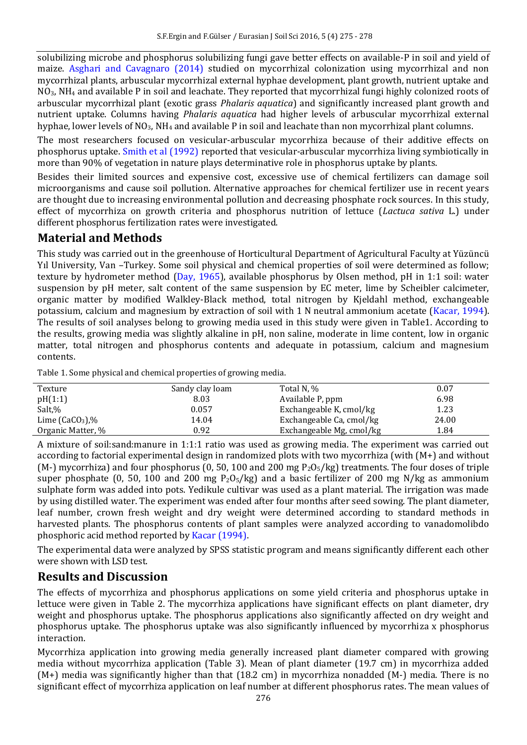solubilizing microbe and phosphorus solubilizing fungi gave better effects on available-P in soil and yield of maize. Asghari and Cavagnaro (2014) studied on mycorrhizal colonization using mycorrhizal and non mycorrhizal plants, arbuscular mycorrhizal external hyphae development, plant growth, nutrient uptake and $NO_3$, $NH_4$ and available P in soil and leachate. They reported that mycorrhizal fungi highly colonized roots of arbuscular mycorrhizal plant (exotic grass *Phalaris aquatica*) and significantly increased plant growth and nutrient uptake. Columns having *Phalaris aquatica* had higher levels of arbuscular mycorrhizal external hyphae, lower levels of $NO_3$, $NH_4$ and available P in soil and leachate than non mycorrhizal plant columns.

The most researchers focused on vesicular-arbuscular mycorrhiza because of their additive effects on phosphorus uptake. Smith et al (1992) reported that vesicular-arbuscular mycorrhiza living symbiotically in more than 90% of vegetation in nature plays determinative role in phosphorus uptake by plants.

Besides their limited sources and expensive cost, excessive use of chemical fertilizers can damage soil microorganisms and cause soil pollution. Alternative approaches for chemical fertilizer use in recent years are thought due to increasing environmental pollution and decreasing phosphate rock sources. In this study, effect of mycorrhiza on growth criteria and phosphorus nutrition of lettuce (*Lactuca sativa* L.) under different phosphorus fertilization rates were investigated.

## Material and Methods

This study was carried out in the greenhouse of Horticultural Department of Agricultural Faculty at Yüzüncü Yıl University, Van –Turkey. Some soil physical and chemical properties of soil were determined as follow; texture by hydrometer method (Day, 1965), available phosphorus by Olsen method, pH in 1:1 soil: water suspension by pH meter, salt content of the same suspension by EC meter, lime by Scheibler calcimeter, organic matter by modified Walkley-Black method, total nitrogen by Kjeldahl method, exchangeable potassium, calcium and magnesium by extraction of soil with 1 N neutral ammonium acetate (Kacar, 1994). The results of soil analyses belong to growing media used in this study were given in Table1. According to the results, growing media was slightly alkaline in pH, non saline, moderate in lime content, low in organic matter, total nitrogen and phosphorus contents and adequate in potassium, calcium and magnesium contents.

Table 1. Some physical and chemical properties of growing media.

| | | | |
|---|---|---|---|
| Texture | Sandy clay loam | Total N, % | 0.07 |
| pH(1:1) | 8.03 | Available P, ppm | 6.98 |
| Salt,% | 0.057 | Exchangeable K, cmol/kg | 1.23 |
| Lime ($CaCO_3$),% | 14.04 | Exchangeable Ca, cmol/kg | 24.00 |
| Organic Matter, % | 0.92 | Exchangeable Mg, cmol/kg | 1.84 |

A mixture of soil:sand:manure in 1:1:1 ratio was used as growing media. The experiment was carried out according to factorial experimental design in randomized plots with two mycorrhiza (with (M+) and without (M-) mycorrhiza) and four phosphorus (0, 50, 100 and 200 mg $P_2O_5$/kg) treatments. The four doses of triple super phosphate (0, 50, 100 and 200 mg $P_2O_5$/kg) and a basic fertilizer of 200 mg N/kg as ammonium sulphate form was added into pots. Yedikule cultivar was used as a plant material. The irrigation was made by using distilled water. The experiment was ended after four months after seed sowing. The plant diameter, leaf number, crown fresh weight and dry weight were determined according to standard methods in harvested plants. The phosphorus contents of plant samples were analyzed according to vanadomolibdo phosphoric acid method reported by Kacar (1994).

The experimental data were analyzed by SPSS statistic program and means significantly different each other were shown with LSD test.

## Results and Discussion

The effects of mycorrhiza and phosphorus applications on some yield criteria and phosphorus uptake in lettuce were given in Table 2. The mycorrhiza applications have significant effects on plant diameter, dry weight and phosphorus uptake. The phosphorus applications also significantly affected on dry weight and phosphorus uptake. The phosphorus uptake was also significantly influenced by mycorrhiza x phosphorus interaction.

Mycorrhiza application into growing media generally increased plant diameter compared with growing media without mycorrhiza application (Table 3). Mean of plant diameter (19.7 cm) in mycorrhiza added (M+) media was significantly higher than that (18.2 cm) in mycorrhiza nonadded (M-) media. There is no significant effect of mycorrhiza application on leaf number at different phosphorus rates. The mean values of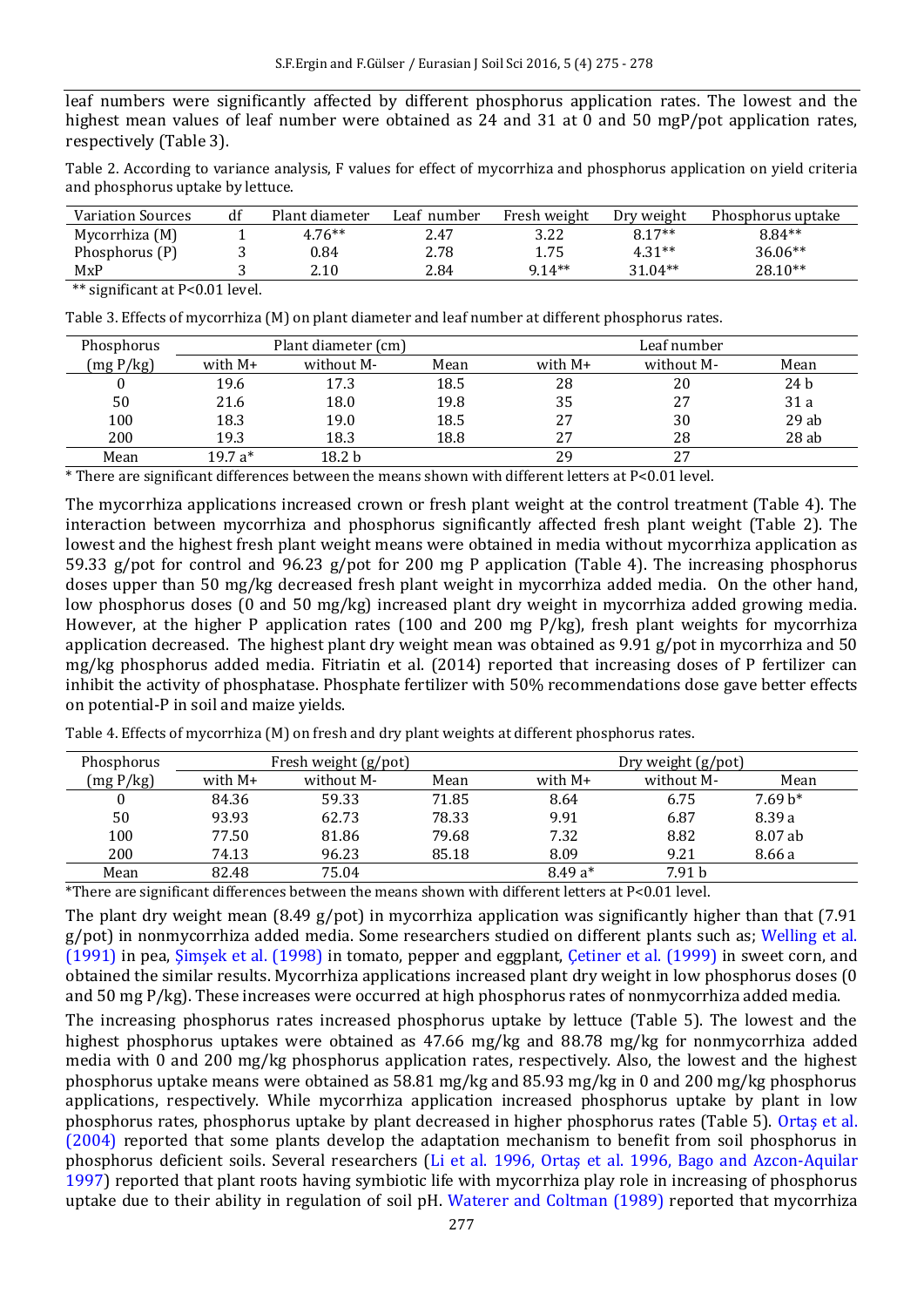leaf numbers were significantly affected by different phosphorus application rates. The lowest and the highest mean values of leaf number were obtained as 24 and 31 at 0 and 50 mgP/pot application rates, respectively (Table 3).

Table 2. According to variance analysis, F values for effect of mycorrhiza and phosphorus application on yield criteria and phosphorus uptake by lettuce.

| Variation Sources | df | Plant diameter | Leaf number | Fresh weight | Dry weight | Phosphorus uptake |
|---|---|---|---|---|---|---|
| Mycorrhiza (M) | 1 | 4.76** | 2.47 | 3.22 | 8.17** | 8.84** |
| Phosphorus (P) | 3 | 0.84 | 2.78 | 1.75 | 4.31** | 36.06** |
| MxP | 3 | 2.10 | 2.84 | 9.14** | 31.04** | 28.10** |

** significant at P<0.01 level.

Table 3. Effects of mycorrhiza (M) on plant diameter and leaf number at different phosphorus rates.

| Phosphorus | Plant diameter (cm) | | | Leaf number | | |
|---|---|---|---|---|---|---|
| (mg P/kg) | with M+ | without M- | Mean | with M+ | without M- | Mean |
| 0 | 19.6 | 17.3 | 18.5 | 28 | 20 | 24 b |
| 50 | 21.6 | 18.0 | 19.8 | 35 | 27 | 31 a |
| 100 | 18.3 | 19.0 | 18.5 | 27 | 30 | 29 ab |
| 200 | 19.3 | 18.3 | 18.8 | 27 | 28 | 28 ab |
| Mean | 19.7 a* | 18.2 b | | 29 | 27 | |

* There are significant differences between the means shown with different letters at P<0.01 level.

The mycorrhiza applications increased crown or fresh plant weight at the control treatment (Table 4). The interaction between mycorrhiza and phosphorus significantly affected fresh plant weight (Table 2). The lowest and the highest fresh plant weight means were obtained in media without mycorrhiza application as 59.33 g/pot for control and 96.23 g/pot for 200 mg P application (Table 4). The increasing phosphorus doses upper than 50 mg/kg decreased fresh plant weight in mycorrhiza added media. On the other hand, low phosphorus doses (0 and 50 mg/kg) increased plant dry weight in mycorrhiza added growing media. However, at the higher P application rates (100 and 200 mg P/kg), fresh plant weights for mycorrhiza application decreased. The highest plant dry weight mean was obtained as 9.91 g/pot in mycorrhiza and 50 mg/kg phosphorus added media. Fitriatin et al. (2014) reported that increasing doses of P fertilizer can inhibit the activity of phosphatase. Phosphate fertilizer with 50% recommendations dose gave better effects on potential-P in soil and maize yields.

Table 4. Effects of mycorrhiza (M) on fresh and dry plant weights at different phosphorus rates.

| Phosphorus | Fresh weight (g/pot) | | | Dry weight (g/pot) | | |
|---|---|---|---|---|---|---|
| (mg P/kg) | with M+ | without M- | Mean | with M+ | without M- | Mean |
| 0 | 84.36 | 59.33 | 71.85 | 8.64 | 6.75 | 7.69 b* |
| 50 | 93.93 | 62.73 | 78.33 | 9.91 | 6.87 | 8.39 a |
| 100 | 77.50 | 81.86 | 79.68 | 7.32 | 8.82 | 8.07 ab |
| 200 | 74.13 | 96.23 | 85.18 | 8.09 | 9.21 | 8.66 a |
| Mean | 82.48 | 75.04 | | 8.49 a* | 7.91 b | |

*There are significant differences between the means shown with different letters at P<0.01 level.

The plant dry weight mean (8.49 g/pot) in mycorrhiza application was significantly higher than that (7.91 g/pot) in nonmycorrhiza added media. Some researchers studied on different plants such as; Welling et al. (1991) in pea, Şimşek et al. (1998) in tomato, pepper and eggplant, Çetiner et al. (1999) in sweet corn, and obtained the similar results. Mycorrhiza applications increased plant dry weight in low phosphorus doses (0 and 50 mg P/kg). These increases were occurred at high phosphorus rates of nonmycorrhiza added media.

The increasing phosphorus rates increased phosphorus uptake by lettuce (Table 5). The lowest and the highest phosphorus uptakes were obtained as 47.66 mg/kg and 88.78 mg/kg for nonmycorrhiza added media with 0 and 200 mg/kg phosphorus application rates, respectively. Also, the lowest and the highest phosphorus uptake means were obtained as 58.81 mg/kg and 85.93 mg/kg in 0 and 200 mg/kg phosphorus applications, respectively. While mycorrhiza application increased phosphorus uptake by plant in low phosphorus rates, phosphorus uptake by plant decreased in higher phosphorus rates (Table 5). Ortaş et al. (2004) reported that some plants develop the adaptation mechanism to benefit from soil phosphorus in phosphorus deficient soils. Several researchers (Li et al. 1996, Ortaş et al. 1996, Bago and Azcon-Aquilar 1997) reported that plant roots having symbiotic life with mycorrhiza play role in increasing of phosphorus uptake due to their ability in regulation of soil pH. Waterer and Coltman (1989) reported that mycorrhiza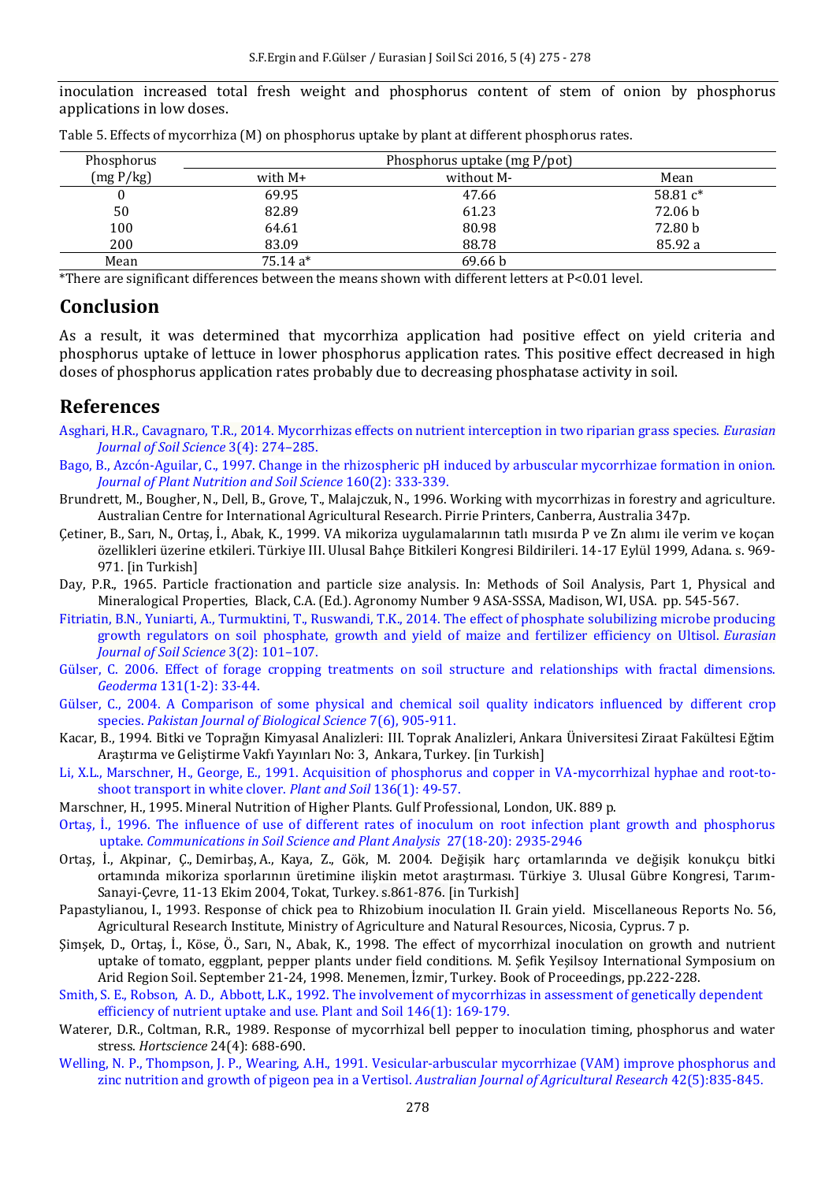inoculation increased total fresh weight and phosphorus content of stem of onion by phosphorus applications in low doses.

Table 5. Effects of mycorrhiza (M) on phosphorus uptake by plant at different phosphorus rates.

| Phosphorus (mg P/kg) | Phosphorus uptake (mg P/pot) | | |
|---|---|---|---|
| | with M+ | without M- | Mean |
| 0 | 69.95 | 47.66 | 58.81 c* |
| 50 | 82.89 | 61.23 | 72.06 b |
| 100 | 64.61 | 80.98 | 72.80 b |
| 200 | 83.09 | 88.78 | 85.92 a |
| Mean | 75.14 a* | 69.66 b | |

*There are significant differences between the means shown with different letters at P<0.01 level.

## Conclusion

As a result, it was determined that mycorrhiza application had positive effect on yield criteria and phosphorus uptake of lettuce in lower phosphorus application rates. This positive effect decreased in high doses of phosphorus application rates probably due to decreasing phosphatase activity in soil.

## References

Asghari, H.R., Cavagnaro, T.R., 2014. Mycorrhizas effects on nutrient interception in two riparian grass species. *Eurasian Journal of Soil Science* 3(4): 274–285.

Bago, B., Azcón-Aguilar, C., 1997. Change in the rhizospheric pH induced by arbuscular mycorrhizae formation in onion. *Journal of Plant Nutrition and Soil Science* 160(2): 333-339.

Brundrett, M., Bougher, N., Dell, B., Grove, T., Malajczuk, N., 1996. Working with mycorrhizas in forestry and agriculture. Australian Centre for International Agricultural Research. Pirrie Printers, Canberra, Australia 347p.

Çetiner, B., Sarı, N., Ortaş, İ., Abak, K., 1999. VA mikoriza uygulamalarının tatlı mısırda P ve Zn alımı ile verim ve koçan özellikleri üzerine etkileri. Türkiye III. Ulusal Bahçe Bitkileri Kongresi Bildirileri. 14-17 Eylül 1999, Adana. s. 969-971. [in Turkish]

Day, P.R., 1965. Particle fractionation and particle size analysis. In: Methods of Soil Analysis, Part 1, Physical and Mineralogical Properties, Black, C.A. (Ed.). Agronomy Number 9 ASA-SSSA, Madison, WI, USA. pp. 545-567.

Fitriatin, B.N., Yuniarti, A., Turmuktini, T., Ruswandi, T.K., 2014. The effect of phosphate solubilizing microbe producing growth regulators on soil phosphate, growth and yield of maize and fertilizer efficiency on Ultisol. *Eurasian Journal of Soil Science* 3(2): 101–107.

Gülser, C. 2006. Effect of forage cropping treatments on soil structure and relationships with fractal dimensions. *Geoderma* 131(1-2): 33-44.

Gülser, C., 2004. A Comparison of some physical and chemical soil quality indicators influenced by different crop species. *Pakistan Journal of Biological Science* 7(6), 905-911.

Kacar, B., 1994. Bitki ve Toprağın Kimyasal Analizleri: III. Toprak Analizleri, Ankara Üniversitesi Ziraat Fakültesi Eğtim Araştırma ve Geliştirme Vakfı Yayınları No: 3, Ankara, Turkey. [in Turkish]

Li, X.L., Marschner, H., George, E., 1991. Acquisition of phosphorus and copper in VA-mycorrhizal hyphae and root-to-shoot transport in white clover. *Plant and Soil* 136(1): 49-57.

Marschner, H., 1995. Mineral Nutrition of Higher Plants. Gulf Professional, London, UK. 889 p.

Ortaş, İ., 1996. The influence of use of different rates of inoculum on root infection plant growth and phosphorus uptake. *Communications in Soil Science and Plant Analysis* 27(18-20): 2935-2946

Ortaş, İ., Akpinar, Ç., Demirbaş, A., Kaya, Z., Gök, M. 2004. Değişik harç ortamlarında ve değişik konukçu bitki ortamında mikoriza sporlarının üretimine ilişkin metot araştırması. Türkiye 3. Ulusal Gübre Kongresi, Tarım-Sanayi-Çevre, 11-13 Ekim 2004, Tokat, Turkey. s.861-876. [in Turkish]

Papastylianou, I., 1993. Response of chick pea to Rhizobium inoculation II. Grain yield. Miscellaneous Reports No. 56, Agricultural Research Institute, Ministry of Agriculture and Natural Resources, Nicosia, Cyprus. 7 p.

Şimşek, D., Ortaş, İ., Köse, Ö., Sarı, N., Abak, K., 1998. The effect of mycorrhizal inoculation on growth and nutrient uptake of tomato, eggplant, pepper plants under field conditions. M. Şefik Yeşilsoy International Symposium on Arid Region Soil. September 21-24, 1998. Menemen, İzmir, Turkey. Book of Proceedings, pp.222-228.

Smith, S. E., Robson, A. D., Abbott, L.K., 1992. The involvement of mycorrhizas in assessment of genetically dependent efficiency of nutrient uptake and use. Plant and Soil 146(1): 169-179.

Waterer, D.R., Coltman, R.R., 1989. Response of mycorrhizal bell pepper to inoculation timing, phosphorus and water stress. *Hortscience* 24(4): 688-690.

Welling, N. P., Thompson, J. P., Wearing, A.H., 1991. Vesicular-arbuscular mycorrhizae (VAM) improve phosphorus and zinc nutrition and growth of pigeon pea in a Vertisol. *Australian Journal of Agricultural Research* 42(5):835-845.